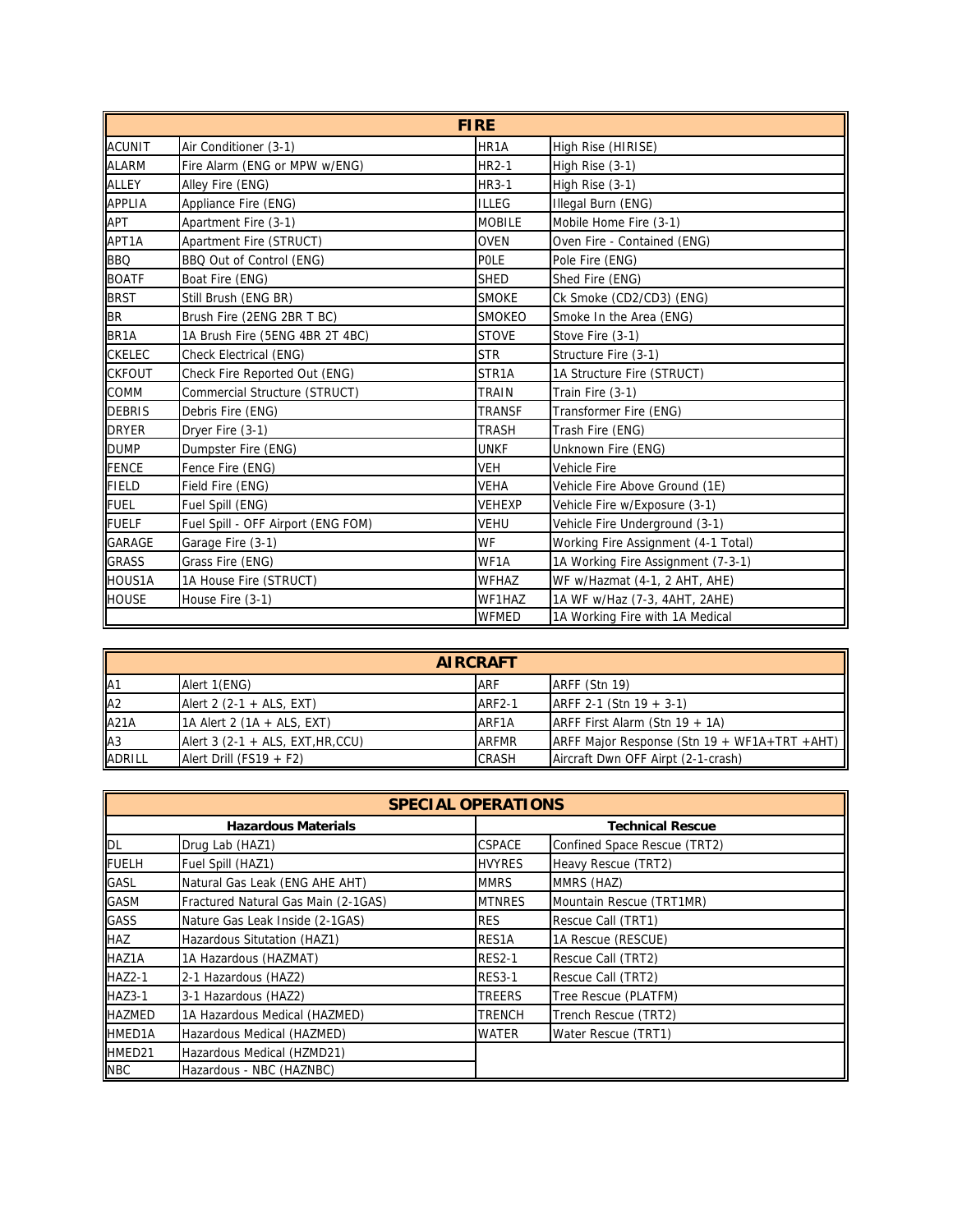| FIRE | | | |
|---|---|---|---|
| ACUNIT | Air Conditioner (3-1) | HR1A | High Rise (HIRISE) |
| ALARM | Fire Alarm (ENG or MPW w/ENG) | HR2-1 | High Rise (3-1) |
| ALLEY | Alley Fire (ENG) | HR3-1 | High Rise (3-1) |
| APPLIA | Appliance Fire (ENG) | ILLEG | Illegal Burn (ENG) |
| APT | Apartment Fire (3-1) | MOBILE | Mobile Home Fire (3-1) |
| APT1A | Apartment Fire (STRUCT) | OVEN | Oven Fire - Contained (ENG) |
| BBQ | BBQ Out of Control (ENG) | POLE | Pole Fire (ENG) |
| BOATF | Boat Fire (ENG) | SHED | Shed Fire (ENG) |
| BRST | Still Brush (ENG BR) | SMOKE | Ck Smoke (CD2/CD3) (ENG) |
| BR | Brush Fire (2ENG 2BR T BC) | SMOKEO | Smoke In the Area (ENG) |
| BR1A | 1A Brush Fire (5ENG 4BR 2T 4BC) | STOVE | Stove Fire (3-1) |
| CKELEC | Check Electrical (ENG) | STR | Structure Fire (3-1) |
| CKFOUT | Check Fire Reported Out (ENG) | STR1A | 1A Structure Fire (STRUCT) |
| COMM | Commercial Structure (STRUCT) | TRAIN | Train Fire (3-1) |
| DEBRIS | Debris Fire (ENG) | TRANSF | Transformer Fire (ENG) |
| DRYER | Dryer Fire (3-1) | TRASH | Trash Fire (ENG) |
| DUMP | Dumpster Fire (ENG) | UNKF | Unknown Fire (ENG) |
| FENCE | Fence Fire (ENG) | VEH | Vehicle Fire |
| FIELD | Field Fire (ENG) | VEHA | Vehicle Fire Above Ground (1E) |
| FUEL | Fuel Spill (ENG) | VEHEXP | Vehicle Fire w/Exposure (3-1) |
| FUELF | Fuel Spill - OFF Airport (ENG FOM) | VEHU | Vehicle Fire Underground (3-1) |
| GARAGE | Garage Fire (3-1) | WF | Working Fire Assignment (4-1 Total) |
| GRASS | Grass Fire (ENG) | WF1A | 1A Working Fire Assignment (7-3-1) |
| HOUS1A | 1A House Fire (STRUCT) | WFHAZ | WF w/Hazmat (4-1, 2 AHT, AHE) |
| HOUSE | House Fire (3-1) | WF1HAZ | 1A WF w/Haz (7-3, 4AHT, 2AHE) |
| | | WFMED | 1A Working Fire with 1A Medical |

| AIRCRAFT | | | |
|---|---|---|---|
| A1 | Alert 1(ENG) | ARF | ARFF (Stn 19) |
| A2 | Alert 2 (2-1 + ALS, EXT) | ARF2-1 | ARFF 2-1 (Stn 19 + 3-1) |
| A21A | 1A Alert 2 (1A + ALS, EXT) | ARF1A | ARFF First Alarm (Stn 19 + 1A) |
| A3 | Alert 3 (2-1 + ALS, EXT,HR,CCU) | ARFMR | ARFF Major Response (Stn 19 + WF1A+TRT +AHT) |
| ADRILL | Alert Drill (FS19 + F2) | CRASH | Aircraft Dwn OFF Airpt (2-1-crash) |

| SPECIAL OPERATIONS | | | |
|---|---|---|---|
| Hazardous Materials | | Technical Rescue | |
| DL | Drug Lab (HAZ1) | CSPACE | Confined Space Rescue (TRT2) |
| FUELH | Fuel Spill (HAZ1) | HVYRES | Heavy Rescue (TRT2) |
| GASL | Natural Gas Leak (ENG AHE AHT) | MMRS | MMRS (HAZ) |
| GASM | Fractured Natural Gas Main (2-1GAS) | MTNRES | Mountain Rescue (TRT1MR) |
| GASS | Nature Gas Leak Inside (2-1GAS) | RES | Rescue Call (TRT1) |
| HAZ | Hazardous Situtation (HAZ1) | RES1A | 1A Rescue (RESCUE) |
| HAZ1A | 1A Hazardous (HAZMAT) | RES2-1 | Rescue Call (TRT2) |
| HAZ2-1 | 2-1 Hazardous (HAZ2) | RES3-1 | Rescue Call (TRT2) |
| HAZ3-1 | 3-1 Hazardous (HAZ2) | TREERS | Tree Rescue (PLATFM) |
| HAZMED | 1A Hazardous Medical (HAZMED) | TRENCH | Trench Rescue (TRT2) |
| HMED1A | Hazardous Medical (HAZMED) | WATER | Water Rescue (TRT1) |
| HMED21 | Hazardous Medical (HZMD21) | | |
| NBC | Hazardous - NBC (HAZNBC) | | |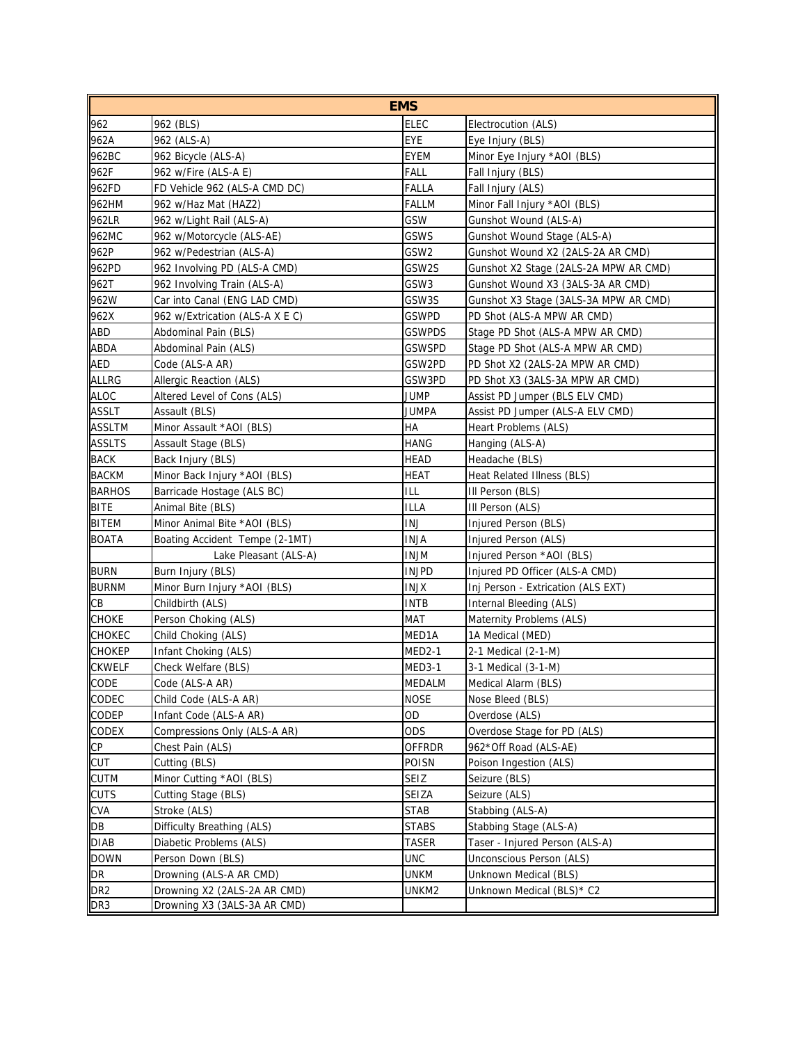| EMS | | | |
|---|---|---|---|
| 962 | 962 (BLS) | ELEC | Electrocution (ALS) |
| 962A | 962 (ALS-A) | EYE | Eye Injury (BLS) |
| 962BC | 962 Bicycle (ALS-A) | EYEM | Minor Eye Injury *AOI (BLS) |
| 962F | 962 w/Fire (ALS-A E) | FALL | Fall Injury (BLS) |
| 962FD | FD Vehicle 962 (ALS-A CMD DC) | FALLA | Fall Injury (ALS) |
| 962HM | 962 w/Haz Mat (HAZ2) | FALLM | Minor Fall Injury *AOI (BLS) |
| 962LR | 962 w/Light Rail (ALS-A) | GSW | Gunshot Wound (ALS-A) |
| 962MC | 962 w/Motorcycle (ALS-AE) | GSWS | Gunshot Wound Stage (ALS-A) |
| 962P | 962 w/Pedestrian (ALS-A) | GSW2 | Gunshot Wound X2 (2ALS-2A AR CMD) |
| 962PD | 962 Involving PD (ALS-A CMD) | GSW2S | Gunshot X2 Stage (2ALS-2A MPW AR CMD) |
| 962T | 962 Involving Train (ALS-A) | GSW3 | Gunshot Wound X3 (3ALS-3A AR CMD) |
| 962W | Car into Canal (ENG LAD CMD) | GSW3S | Gunshot X3 Stage (3ALS-3A MPW AR CMD) |
| 962X | 962 w/Extrication (ALS-A X E C) | GSWPD | PD Shot (ALS-A MPW AR CMD) |
| ABD | Abdominal Pain (BLS) | GSWPDS | Stage PD Shot (ALS-A MPW AR CMD) |
| ABDA | Abdominal Pain (ALS) | GSWSPD | Stage PD Shot (ALS-A MPW AR CMD) |
| AED | Code (ALS-A AR) | GSW2PD | PD Shot X2 (2ALS-2A MPW AR CMD) |
| ALLRG | Allergic Reaction (ALS) | GSW3PD | PD Shot X3 (3ALS-3A MPW AR CMD) |
| ALOC | Altered Level of Cons (ALS) | JUMP | Assist PD Jumper (BLS ELV CMD) |
| ASSLT | Assault (BLS) | JUMPA | Assist PD Jumper (ALS-A ELV CMD) |
| ASSLTM | Minor Assault *AOI (BLS) | HA | Heart Problems (ALS) |
| ASSLTS | Assault Stage (BLS) | HANG | Hanging (ALS-A) |
| BACK | Back Injury (BLS) | HEAD | Headache (BLS) |
| BACKM | Minor Back Injury *AOI (BLS) | HEAT | Heat Related Illness (BLS) |
| BARHOS | Barricade Hostage (ALS BC) | ILL | Ill Person (BLS) |
| BITE | Animal Bite (BLS) | ILLA | Ill Person (ALS) |
| BITEM | Minor Animal Bite *AOI (BLS) | INJ | Injured Person (BLS) |
| BOATA | Boating Accident Tempe (2-1MT) | INJA | Injured Person (ALS) |
| | Lake Pleasant (ALS-A) | INJM | Injured Person *AOI (BLS) |
| BURN | Burn Injury (BLS) | INJPD | Injured PD Officer (ALS-A CMD) |
| BURNM | Minor Burn Injury *AOI (BLS) | INJX | Inj Person - Extrication (ALS EXT) |
| CB | Childbirth (ALS) | INTB | Internal Bleeding (ALS) |
| CHOKE | Person Choking (ALS) | MAT | Maternity Problems (ALS) |
| CHOKEC | Child Choking (ALS) | MED1A | 1A Medical (MED) |
| CHOKEP | Infant Choking (ALS) | MED2-1 | 2-1 Medical (2-1-M) |
| CKWELF | Check Welfare (BLS) | MED3-1 | 3-1 Medical (3-1-M) |
| CODE | Code (ALS-A AR) | MEDALM | Medical Alarm (BLS) |
| CODEC | Child Code (ALS-A AR) | NOSE | Nose Bleed (BLS) |
| CODEP | Infant Code (ALS-A AR) | OD | Overdose (ALS) |
| CODEX | Compressions Only (ALS-A AR) | ODS | Overdose Stage for PD (ALS) |
| CP | Chest Pain (ALS) | OFFRDR | 962*Off Road (ALS-AE) |
| CUT | Cutting (BLS) | POISN | Poison Ingestion (ALS) |
| CUTM | Minor Cutting *AOI (BLS) | SEIZ | Seizure (BLS) |
| CUTS | Cutting Stage (BLS) | SEIZA | Seizure (ALS) |
| CVA | Stroke (ALS) | STAB | Stabbing (ALS-A) |
| DB | Difficulty Breathing (ALS) | STABS | Stabbing Stage (ALS-A) |
| DIAB | Diabetic Problems (ALS) | TASER | Taser - Injured Person (ALS-A) |
| DOWN | Person Down (BLS) | UNC | Unconscious Person (ALS) |
| DR | Drowning (ALS-A AR CMD) | UNKM | Unknown Medical (BLS) |
| DR2 | Drowning X2 (2ALS-2A AR CMD) | UNKM2 | Unknown Medical (BLS)* C2 |
| DR3 | Drowning X3 (3ALS-3A AR CMD) | | |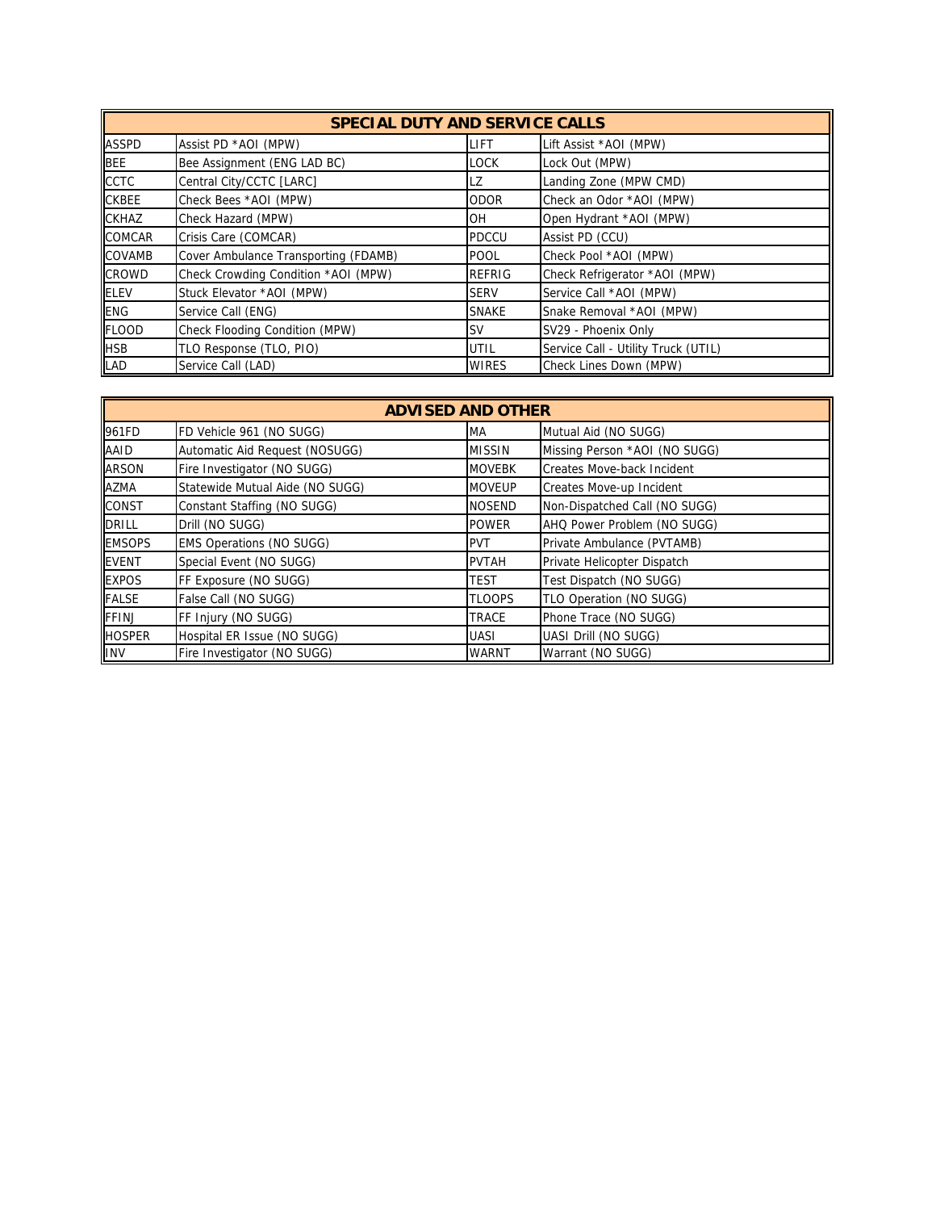| SPECIAL DUTY AND SERVICE CALLS | | | |
|---|---|---|---|
| ASSPD | Assist PD *AOI (MPW) | LIFT | Lift Assist *AOI (MPW) |
| BEE | Bee Assignment (ENG LAD BC) | LOCK | Lock Out (MPW) |
| CCTC | Central City/CCTC [LARC] | LZ | Landing Zone (MPW CMD) |
| CKBEE | Check Bees *AOI (MPW) | ODOR | Check an Odor *AOI (MPW) |
| CKHAZ | Check Hazard (MPW) | OH | Open Hydrant *AOI (MPW) |
| COMCAR | Crisis Care (COMCAR) | PDCCU | Assist PD (CCU) |
| COVAMB | Cover Ambulance Transporting (FDAMB) | POOL | Check Pool *AOI (MPW) |
| CROWD | Check Crowding Condition *AOI (MPW) | REFRIG | Check Refrigerator *AOI (MPW) |
| ELEV | Stuck Elevator *AOI (MPW) | SERV | Service Call *AOI (MPW) |
| ENG | Service Call (ENG) | SNAKE | Snake Removal *AOI (MPW) |
| FLOOD | Check Flooding Condition (MPW) | SV | SV29 - Phoenix Only |
| HSB | TLO Response (TLO, PIO) | UTIL | Service Call - Utility Truck (UTIL) |
| LAD | Service Call (LAD) | WIRES | Check Lines Down (MPW) |

| ADVISED AND OTHER | | | |
|---|---|---|---|
| 961FD | FD Vehicle 961 (NO SUGG) | MA | Mutual Aid (NO SUGG) |
| AAID | Automatic Aid Request (NOSUGG) | MISSIN | Missing Person *AOI (NO SUGG) |
| ARSON | Fire Investigator (NO SUGG) | MOVEBK | Creates Move-back Incident |
| AZMA | Statewide Mutual Aide (NO SUGG) | MOVEUP | Creates Move-up Incident |
| CONST | Constant Staffing (NO SUGG) | NOSEND | Non-Dispatched Call (NO SUGG) |
| DRILL | Drill (NO SUGG) | POWER | AHQ Power Problem (NO SUGG) |
| EMSOPS | EMS Operations (NO SUGG) | PVT | Private Ambulance (PVTAMB) |
| EVENT | Special Event (NO SUGG) | PVTAH | Private Helicopter Dispatch |
| EXPOS | FF Exposure (NO SUGG) | TEST | Test Dispatch (NO SUGG) |
| FALSE | False Call (NO SUGG) | TLOOPS | TLO Operation (NO SUGG) |
| FFINJ | FF Injury (NO SUGG) | TRACE | Phone Trace (NO SUGG) |
| HOSPER | Hospital ER Issue (NO SUGG) | UASI | UASI Drill (NO SUGG) |
| INV | Fire Investigator (NO SUGG) | WARNT | Warrant (NO SUGG) |